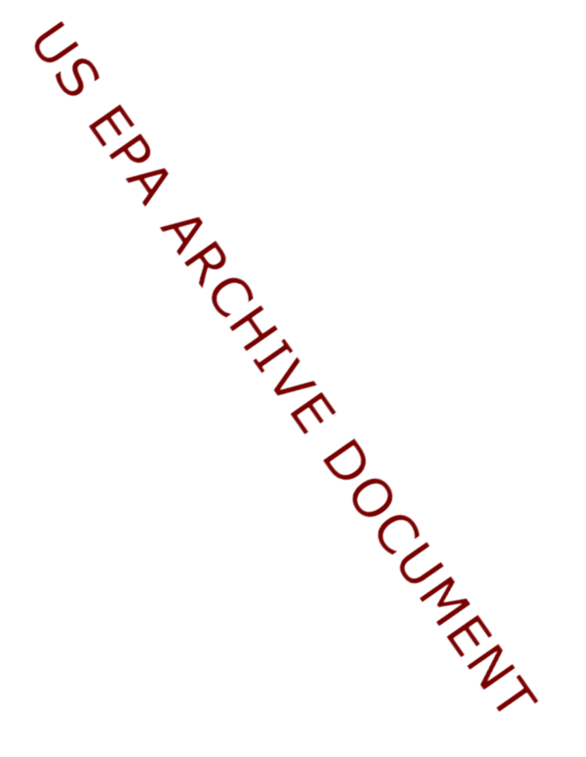US EPA ARCHIVE DOCUMENT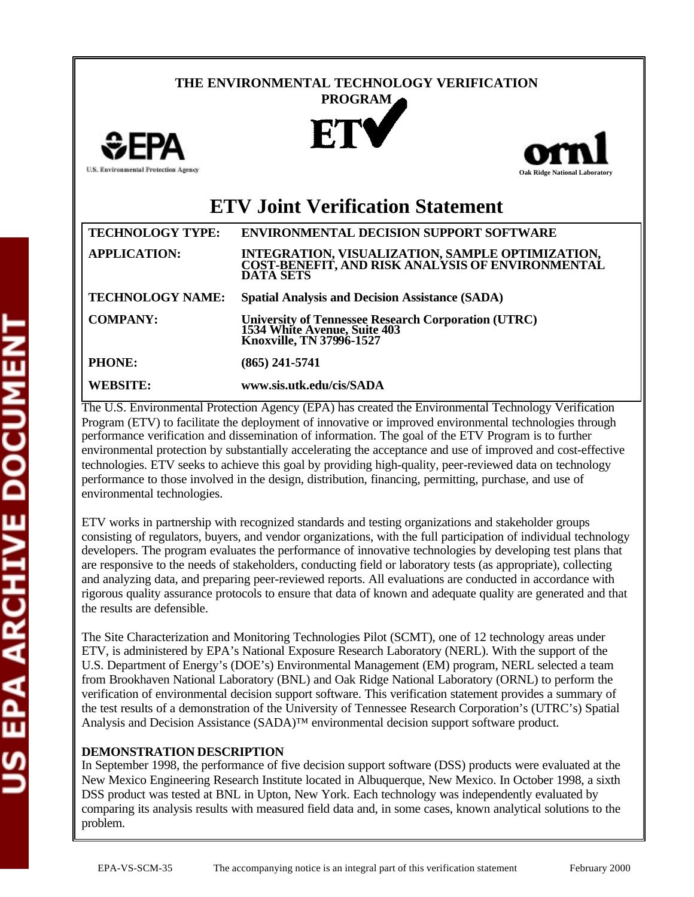THE ENVIRONMENTAL TECHNOLOGY VERIFICATION PROGRAM

ETV

EPA
U.S. Environmental Protection Agency

ornl
Oak Ridge National Laboratory

# ETV Joint Verification Statement

| | |
|---|---|
| **TECHNOLOGY TYPE:** | **ENVIRONMENTAL DECISION SUPPORT SOFTWARE** |
| **APPLICATION:** | **INTEGRATION, VISUALIZATION, SAMPLE OPTIMIZATION, COST-BENEFIT, AND RISK ANALYSIS OF ENVIRONMENTAL DATA SETS** |
| **TECHNOLOGY NAME:** | **Spatial Analysis and Decision Assistance (SADA)** |
| **COMPANY:** | **University of Tennessee Research Corporation (UTRC)<br>1534 White Avenue, Suite 403<br>Knoxville, TN 37996-1527** |
| **PHONE:** | **(865) 241-5741** |
| **WEBSITE:** | **www.sis.utk.edu/cis/SADA** |

The U.S. Environmental Protection Agency (EPA) has created the Environmental Technology Verification Program (ETV) to facilitate the deployment of innovative or improved environmental technologies through performance verification and dissemination of information. The goal of the ETV Program is to further environmental protection by substantially accelerating the acceptance and use of improved and cost-effective technologies. ETV seeks to achieve this goal by providing high-quality, peer-reviewed data on technology performance to those involved in the design, distribution, financing, permitting, purchase, and use of environmental technologies.

ETV works in partnership with recognized standards and testing organizations and stakeholder groups consisting of regulators, buyers, and vendor organizations, with the full participation of individual technology developers. The program evaluates the performance of innovative technologies by developing test plans that are responsive to the needs of stakeholders, conducting field or laboratory tests (as appropriate), collecting and analyzing data, and preparing peer-reviewed reports. All evaluations are conducted in accordance with rigorous quality assurance protocols to ensure that data of known and adequate quality are generated and that the results are defensible.

The Site Characterization and Monitoring Technologies Pilot (SCMT), one of 12 technology areas under ETV, is administered by EPA's National Exposure Research Laboratory (NERL). With the support of the U.S. Department of Energy's (DOE's) Environmental Management (EM) program, NERL selected a team from Brookhaven National Laboratory (BNL) and Oak Ridge National Laboratory (ORNL) to perform the verification of environmental decision support software. This verification statement provides a summary of the test results of a demonstration of the University of Tennessee Research Corporation's (UTRC's) Spatial Analysis and Decision Assistance (SADA)™ environmental decision support software product.

**DEMONSTRATION DESCRIPTION**

In September 1998, the performance of five decision support software (DSS) products were evaluated at the New Mexico Engineering Research Institute located in Albuquerque, New Mexico. In October 1998, a sixth DSS product was tested at BNL in Upton, New York. Each technology was independently evaluated by comparing its analysis results with measured field data and, in some cases, known analytical solutions to the problem.

EPA-VS-SCM-35 The accompanying notice is an integral part of this verification statement February 2000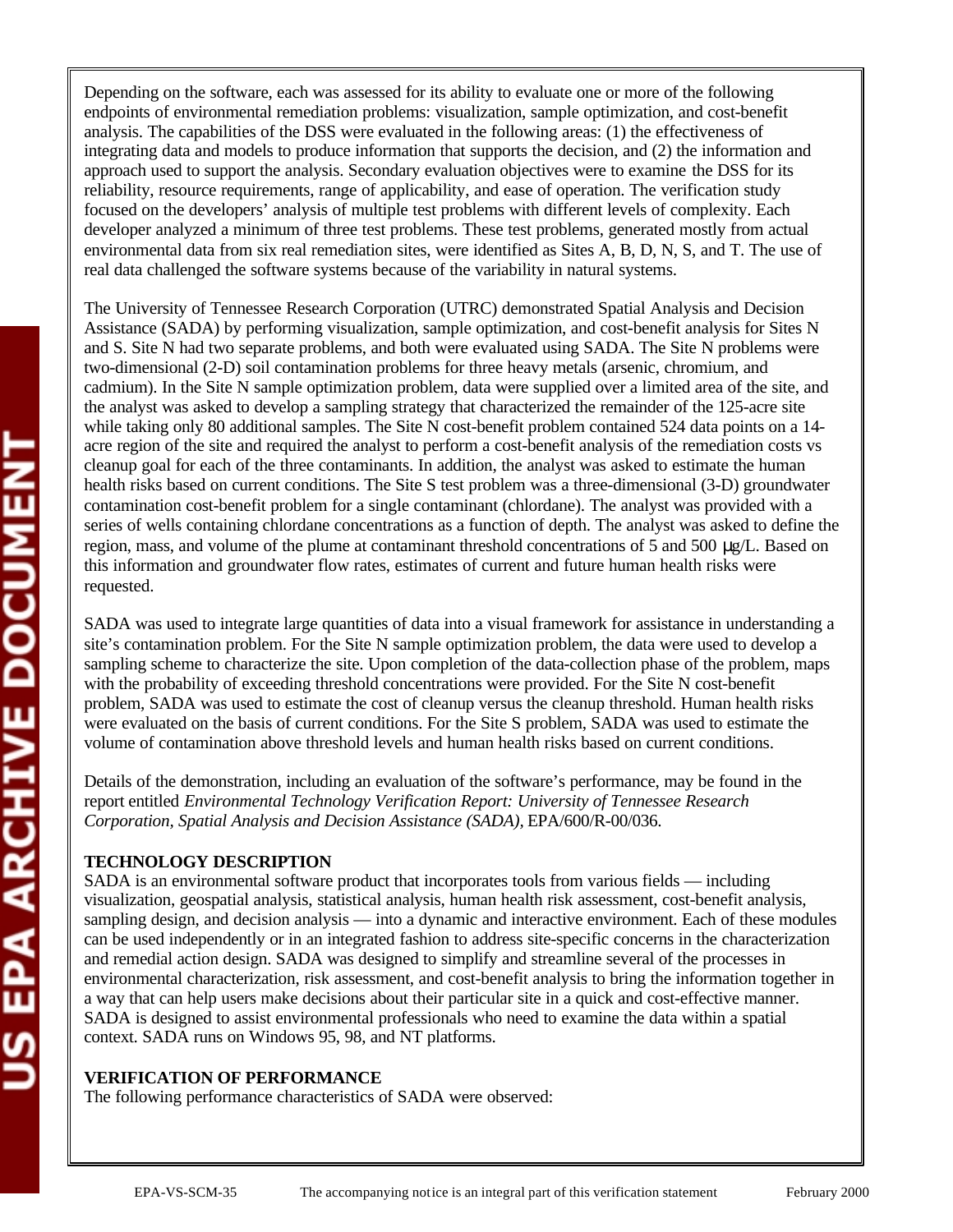Depending on the software, each was assessed for its ability to evaluate one or more of the following endpoints of environmental remediation problems: visualization, sample optimization, and cost-benefit analysis. The capabilities of the DSS were evaluated in the following areas: (1) the effectiveness of integrating data and models to produce information that supports the decision, and (2) the information and approach used to support the analysis. Secondary evaluation objectives were to examine the DSS for its reliability, resource requirements, range of applicability, and ease of operation. The verification study focused on the developers' analysis of multiple test problems with different levels of complexity. Each developer analyzed a minimum of three test problems. These test problems, generated mostly from actual environmental data from six real remediation sites, were identified as Sites A, B, D, N, S, and T. The use of real data challenged the software systems because of the variability in natural systems.

The University of Tennessee Research Corporation (UTRC) demonstrated Spatial Analysis and Decision Assistance (SADA) by performing visualization, sample optimization, and cost-benefit analysis for Sites N and S. Site N had two separate problems, and both were evaluated using SADA. The Site N problems were two-dimensional (2-D) soil contamination problems for three heavy metals (arsenic, chromium, and cadmium). In the Site N sample optimization problem, data were supplied over a limited area of the site, and the analyst was asked to develop a sampling strategy that characterized the remainder of the 125-acre site while taking only 80 additional samples. The Site N cost-benefit problem contained 524 data points on a 14-acre region of the site and required the analyst to perform a cost-benefit analysis of the remediation costs vs cleanup goal for each of the three contaminants. In addition, the analyst was asked to estimate the human health risks based on current conditions. The Site S test problem was a three-dimensional (3-D) groundwater contamination cost-benefit problem for a single contaminant (chlordane). The analyst was provided with a series of wells containing chlordane concentrations as a function of depth. The analyst was asked to define the region, mass, and volume of the plume at contaminant threshold concentrations of 5 and 500 μg/L. Based on this information and groundwater flow rates, estimates of current and future human health risks were requested.

SADA was used to integrate large quantities of data into a visual framework for assistance in understanding a site's contamination problem. For the Site N sample optimization problem, the data were used to develop a sampling scheme to characterize the site. Upon completion of the data-collection phase of the problem, maps with the probability of exceeding threshold concentrations were provided. For the Site N cost-benefit problem, SADA was used to estimate the cost of cleanup versus the cleanup threshold. Human health risks were evaluated on the basis of current conditions. For the Site S problem, SADA was used to estimate the volume of contamination above threshold levels and human health risks based on current conditions.

Details of the demonstration, including an evaluation of the software's performance, may be found in the report entitled *Environmental Technology Verification Report: University of Tennessee Research Corporation, Spatial Analysis and Decision Assistance (SADA)*, EPA/600/R-00/036.

**TECHNOLOGY DESCRIPTION**

SADA is an environmental software product that incorporates tools from various fields — including visualization, geospatial analysis, statistical analysis, human health risk assessment, cost-benefit analysis, sampling design, and decision analysis — into a dynamic and interactive environment. Each of these modules can be used independently or in an integrated fashion to address site-specific concerns in the characterization and remedial action design. SADA was designed to simplify and streamline several of the processes in environmental characterization, risk assessment, and cost-benefit analysis to bring the information together in a way that can help users make decisions about their particular site in a quick and cost-effective manner. SADA is designed to assist environmental professionals who need to examine the data within a spatial context. SADA runs on Windows 95, 98, and NT platforms.

**VERIFICATION OF PERFORMANCE**

The following performance characteristics of SADA were observed: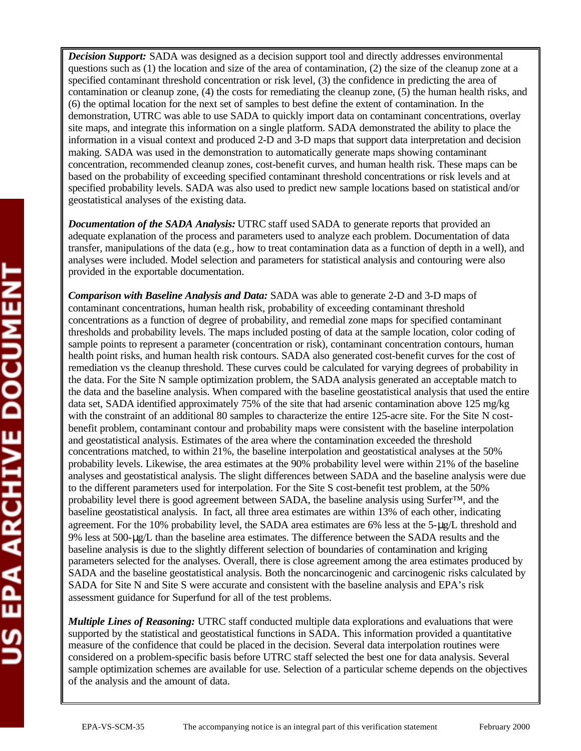***Decision Support:*** SADA was designed as a decision support tool and directly addresses environmental questions such as (1) the location and size of the area of contamination, (2) the size of the cleanup zone at a specified contaminant threshold concentration or risk level, (3) the confidence in predicting the area of contamination or cleanup zone, (4) the costs for remediating the cleanup zone, (5) the human health risks, and (6) the optimal location for the next set of samples to best define the extent of contamination. In the demonstration, UTRC was able to use SADA to quickly import data on contaminant concentrations, overlay site maps, and integrate this information on a single platform. SADA demonstrated the ability to place the information in a visual context and produced 2-D and 3-D maps that support data interpretation and decision making. SADA was used in the demonstration to automatically generate maps showing contaminant concentration, recommended cleanup zones, cost-benefit curves, and human health risk. These maps can be based on the probability of exceeding specified contaminant threshold concentrations or risk levels and at specified probability levels. SADA was also used to predict new sample locations based on statistical and/or geostatistical analyses of the existing data.

***Documentation of the SADA Analysis:*** UTRC staff used SADA to generate reports that provided an adequate explanation of the process and parameters used to analyze each problem. Documentation of data transfer, manipulations of the data (e.g., how to treat contamination data as a function of depth in a well), and analyses were included. Model selection and parameters for statistical analysis and contouring were also provided in the exportable documentation.

***Comparison with Baseline Analysis and Data:*** SADA was able to generate 2-D and 3-D maps of contaminant concentrations, human health risk, probability of exceeding contaminant threshold concentrations as a function of degree of probability, and remedial zone maps for specified contaminant thresholds and probability levels. The maps included posting of data at the sample location, color coding of sample points to represent a parameter (concentration or risk), contaminant concentration contours, human health point risks, and human health risk contours. SADA also generated cost-benefit curves for the cost of remediation vs the cleanup threshold. These curves could be calculated for varying degrees of probability in the data. For the Site N sample optimization problem, the SADA analysis generated an acceptable match to the data and the baseline analysis. When compared with the baseline geostatistical analysis that used the entire data set, SADA identified approximately 75% of the site that had arsenic contamination above 125 mg/kg with the constraint of an additional 80 samples to characterize the entire 125-acre site. For the Site N cost-benefit problem, contaminant contour and probability maps were consistent with the baseline interpolation and geostatistical analysis. Estimates of the area where the contamination exceeded the threshold concentrations matched, to within 21%, the baseline interpolation and geostatistical analyses at the 50% probability levels. Likewise, the area estimates at the 90% probability level were within 21% of the baseline analyses and geostatistical analysis. The slight differences between SADA and the baseline analysis were due to the different parameters used for interpolation. For the Site S cost-benefit test problem, at the 50% probability level there is good agreement between SADA, the baseline analysis using Surfer™, and the baseline geostatistical analysis. In fact, all three area estimates are within 13% of each other, indicating agreement. For the 10% probability level, the SADA area estimates are 6% less at the 5-μg/L threshold and 9% less at 500-μg/L than the baseline area estimates. The difference between the SADA results and the baseline analysis is due to the slightly different selection of boundaries of contamination and kriging parameters selected for the analyses. Overall, there is close agreement among the area estimates produced by SADA and the baseline geostatistical analysis. Both the noncarcinogenic and carcinogenic risks calculated by SADA for Site N and Site S were accurate and consistent with the baseline analysis and EPA's risk assessment guidance for Superfund for all of the test problems.

***Multiple Lines of Reasoning:*** UTRC staff conducted multiple data explorations and evaluations that were supported by the statistical and geostatistical functions in SADA. This information provided a quantitative measure of the confidence that could be placed in the decision. Several data interpolation routines were considered on a problem-specific basis before UTRC staff selected the best one for data analysis. Several sample optimization schemes are available for use. Selection of a particular scheme depends on the objectives of the analysis and the amount of data.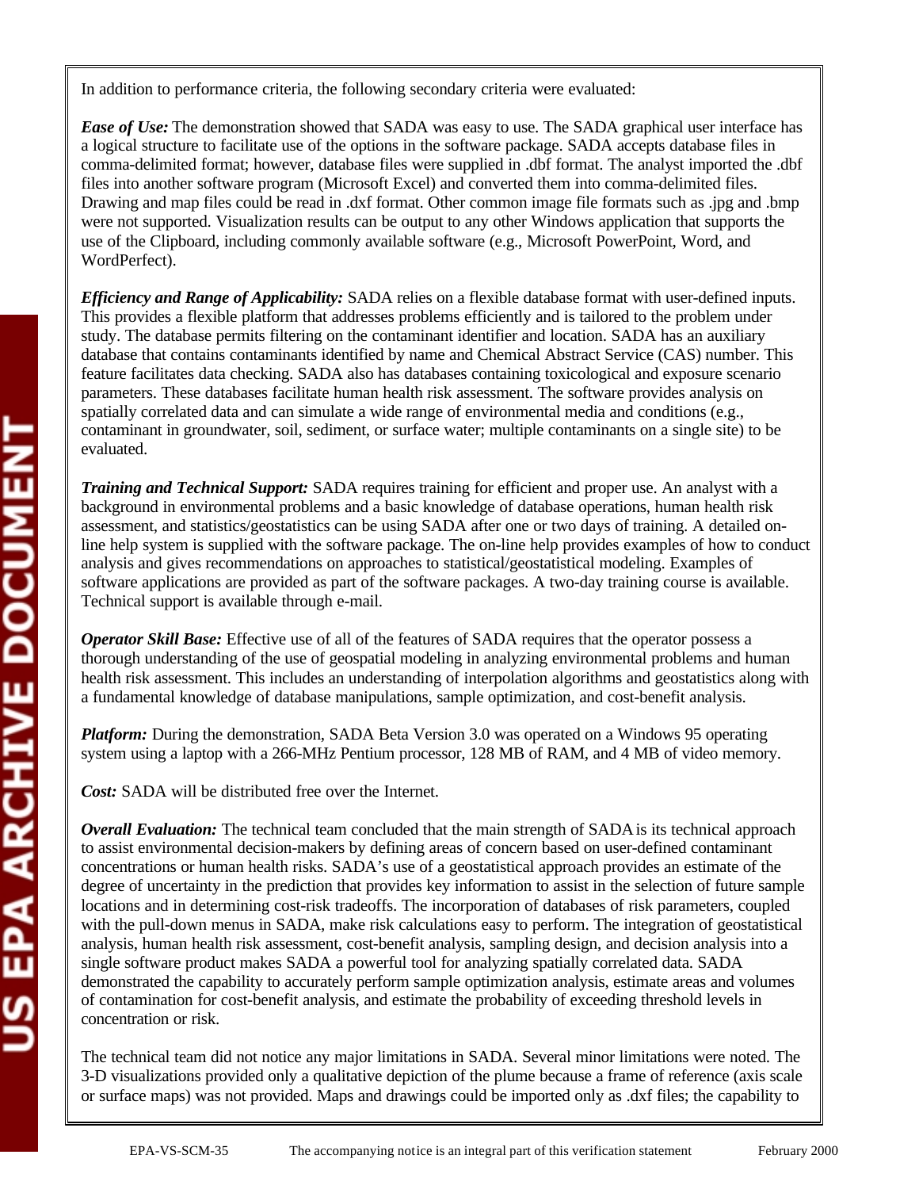In addition to performance criteria, the following secondary criteria were evaluated:

***Ease of Use:*** The demonstration showed that SADA was easy to use. The SADA graphical user interface has a logical structure to facilitate use of the options in the software package. SADA accepts database files in comma-delimited format; however, database files were supplied in .dbf format. The analyst imported the .dbf files into another software program (Microsoft Excel) and converted them into comma-delimited files. Drawing and map files could be read in .dxf format. Other common image file formats such as .jpg and .bmp were not supported. Visualization results can be output to any other Windows application that supports the use of the Clipboard, including commonly available software (e.g., Microsoft PowerPoint, Word, and WordPerfect).

***Efficiency and Range of Applicability:*** SADA relies on a flexible database format with user-defined inputs. This provides a flexible platform that addresses problems efficiently and is tailored to the problem under study. The database permits filtering on the contaminant identifier and location. SADA has an auxiliary database that contains contaminants identified by name and Chemical Abstract Service (CAS) number. This feature facilitates data checking. SADA also has databases containing toxicological and exposure scenario parameters. These databases facilitate human health risk assessment. The software provides analysis on spatially correlated data and can simulate a wide range of environmental media and conditions (e.g., contaminant in groundwater, soil, sediment, or surface water; multiple contaminants on a single site) to be evaluated.

***Training and Technical Support:*** SADA requires training for efficient and proper use. An analyst with a background in environmental problems and a basic knowledge of database operations, human health risk assessment, and statistics/geostatistics can be using SADA after one or two days of training. A detailed on-line help system is supplied with the software package. The on-line help provides examples of how to conduct analysis and gives recommendations on approaches to statistical/geostatistical modeling. Examples of software applications are provided as part of the software packages. A two-day training course is available. Technical support is available through e-mail.

***Operator Skill Base:*** Effective use of all of the features of SADA requires that the operator possess a thorough understanding of the use of geospatial modeling in analyzing environmental problems and human health risk assessment. This includes an understanding of interpolation algorithms and geostatistics along with a fundamental knowledge of database manipulations, sample optimization, and cost-benefit analysis.

***Platform:*** During the demonstration, SADA Beta Version 3.0 was operated on a Windows 95 operating system using a laptop with a 266-MHz Pentium processor, 128 MB of RAM, and 4 MB of video memory.

***Cost:*** SADA will be distributed free over the Internet.

***Overall Evaluation:*** The technical team concluded that the main strength of SADA is its technical approach to assist environmental decision-makers by defining areas of concern based on user-defined contaminant concentrations or human health risks. SADA's use of a geostatistical approach provides an estimate of the degree of uncertainty in the prediction that provides key information to assist in the selection of future sample locations and in determining cost-risk tradeoffs. The incorporation of databases of risk parameters, coupled with the pull-down menus in SADA, make risk calculations easy to perform. The integration of geostatistical analysis, human health risk assessment, cost-benefit analysis, sampling design, and decision analysis into a single software product makes SADA a powerful tool for analyzing spatially correlated data. SADA demonstrated the capability to accurately perform sample optimization analysis, estimate areas and volumes of contamination for cost-benefit analysis, and estimate the probability of exceeding threshold levels in concentration or risk.

The technical team did not notice any major limitations in SADA. Several minor limitations were noted. The 3-D visualizations provided only a qualitative depiction of the plume because a frame of reference (axis scale or surface maps) was not provided. Maps and drawings could be imported only as .dxf files; the capability to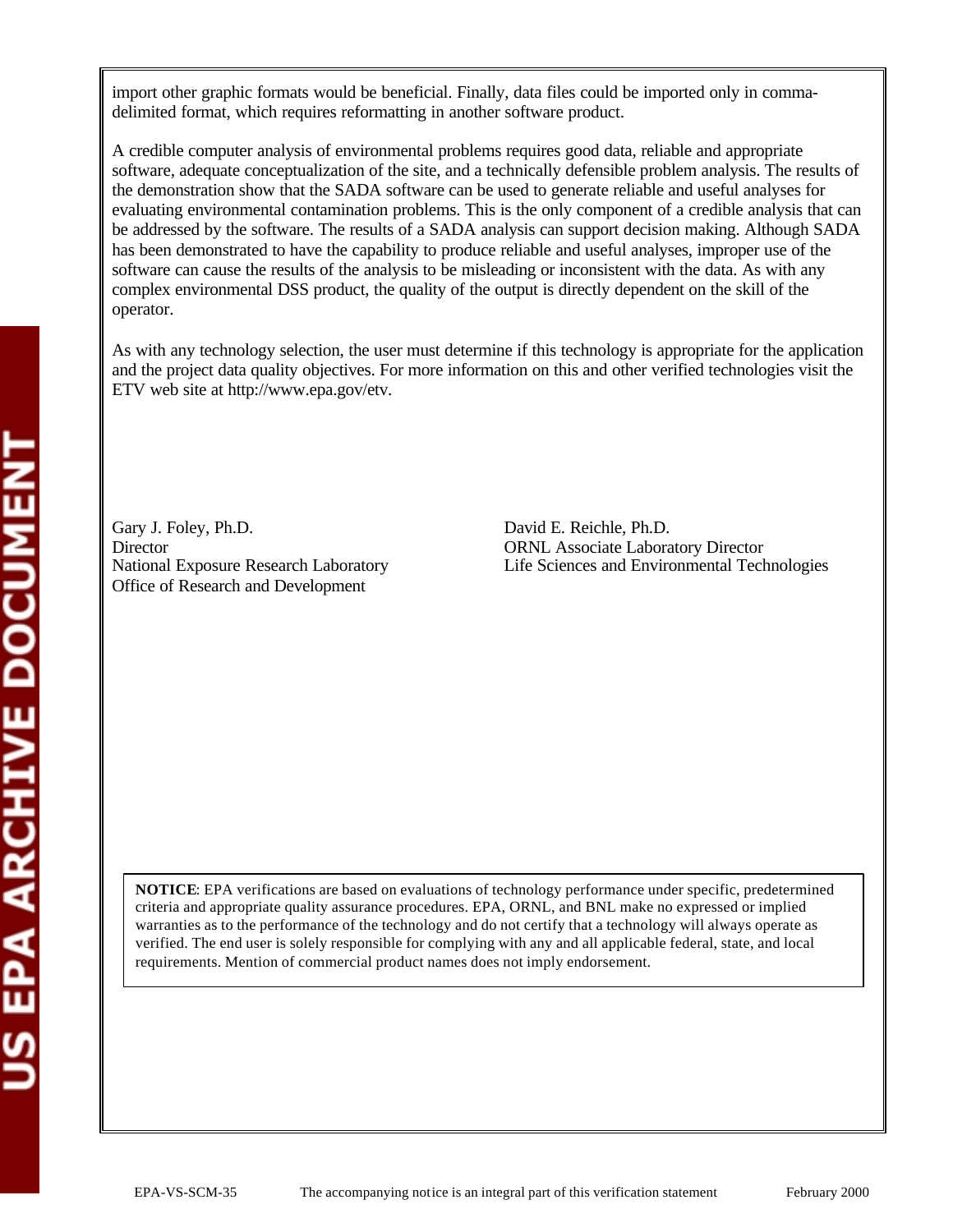import other graphic formats would be beneficial. Finally, data files could be imported only in comma-delimited format, which requires reformatting in another software product.

A credible computer analysis of environmental problems requires good data, reliable and appropriate software, adequate conceptualization of the site, and a technically defensible problem analysis. The results of the demonstration show that the SADA software can be used to generate reliable and useful analyses for evaluating environmental contamination problems. This is the only component of a credible analysis that can be addressed by the software. The results of a SADA analysis can support decision making. Although SADA has been demonstrated to have the capability to produce reliable and useful analyses, improper use of the software can cause the results of the analysis to be misleading or inconsistent with the data. As with any complex environmental DSS product, the quality of the output is directly dependent on the skill of the operator.

As with any technology selection, the user must determine if this technology is appropriate for the application and the project data quality objectives. For more information on this and other verified technologies visit the ETV web site at http://www.epa.gov/etv.

Gary J. Foley, Ph.D.
Director
National Exposure Research Laboratory
Office of Research and Development

David E. Reichle, Ph.D.
ORNL Associate Laboratory Director
Life Sciences and Environmental Technologies

**NOTICE**: EPA verifications are based on evaluations of technology performance under specific, predetermined criteria and appropriate quality assurance procedures. EPA, ORNL, and BNL make no expressed or implied warranties as to the performance of the technology and do not certify that a technology will always operate as verified. The end user is solely responsible for complying with any and all applicable federal, state, and local requirements. Mention of commercial product names does not imply endorsement.